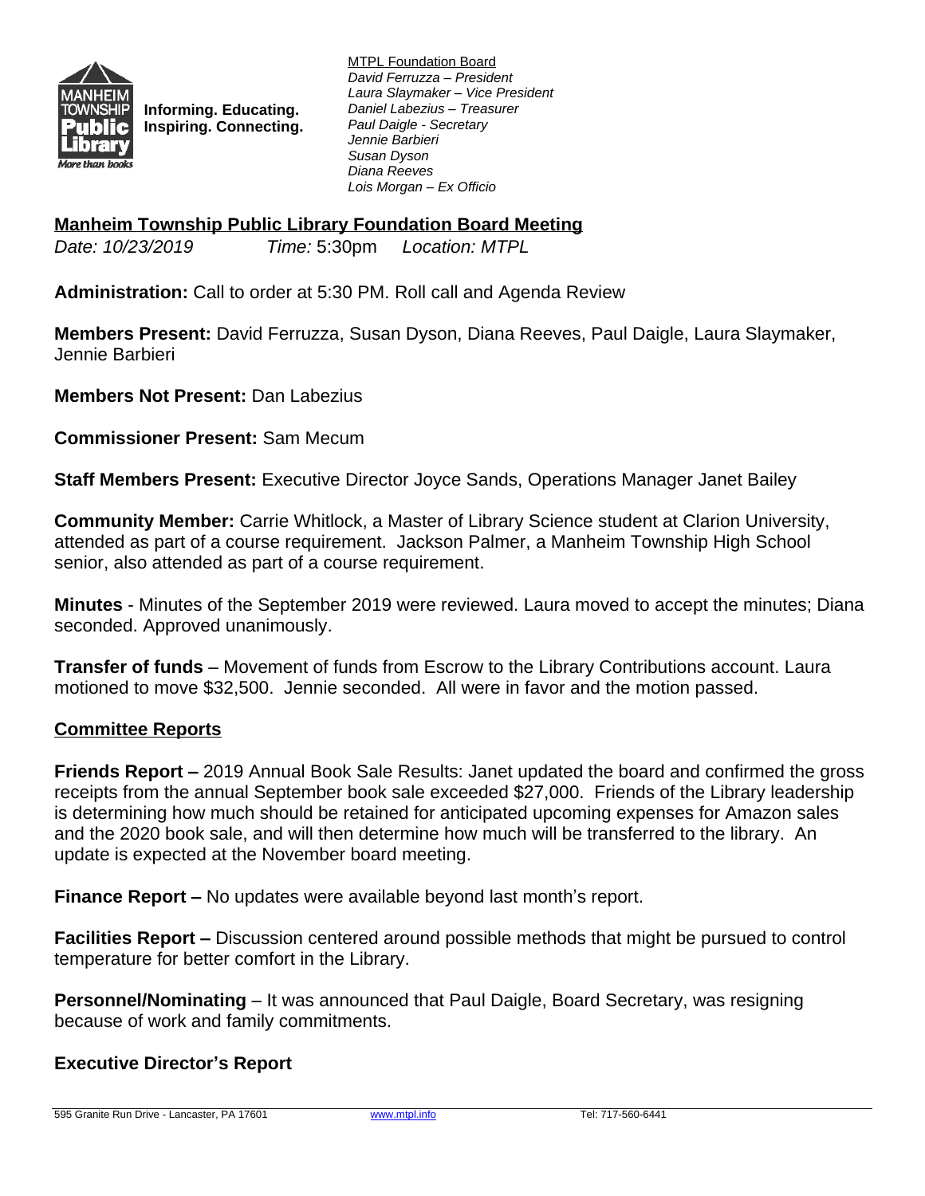Informing. Educating.
Inspiring. Connecting.

MTPL Foundation Board
*David Ferruzza – President*
*Laura Slaymaker – Vice President*
*Daniel Labezius – Treasurer*
*Paul Daigle - Secretary*
*Jennie Barbieri*
*Susan Dyson*
*Diana Reeves*
*Lois Morgan – Ex Officio*

## Manheim Township Public Library Foundation Board Meeting

*Date: 10/23/2019* *Time:* 5:30pm *Location: MTPL*

**Administration:** Call to order at 5:30 PM. Roll call and Agenda Review

**Members Present:** David Ferruzza, Susan Dyson, Diana Reeves, Paul Daigle, Laura Slaymaker, Jennie Barbieri

**Members Not Present:** Dan Labezius

**Commissioner Present:** Sam Mecum

**Staff Members Present:** Executive Director Joyce Sands, Operations Manager Janet Bailey

**Community Member:** Carrie Whitlock, a Master of Library Science student at Clarion University, attended as part of a course requirement. Jackson Palmer, a Manheim Township High School senior, also attended as part of a course requirement.

**Minutes** - Minutes of the September 2019 were reviewed. Laura moved to accept the minutes; Diana seconded. Approved unanimously.

**Transfer of funds** – Movement of funds from Escrow to the Library Contributions account. Laura motioned to move $32,500. Jennie seconded. All were in favor and the motion passed.

## Committee Reports

**Friends Report –** 2019 Annual Book Sale Results: Janet updated the board and confirmed the gross receipts from the annual September book sale exceeded $27,000. Friends of the Library leadership is determining how much should be retained for anticipated upcoming expenses for Amazon sales and the 2020 book sale, and will then determine how much will be transferred to the library. An update is expected at the November board meeting.

**Finance Report –** No updates were available beyond last month's report.

**Facilities Report –** Discussion centered around possible methods that might be pursued to control temperature for better comfort in the Library.

**Personnel/Nominating** – It was announced that Paul Daigle, Board Secretary, was resigning because of work and family commitments.

## Executive Director's Report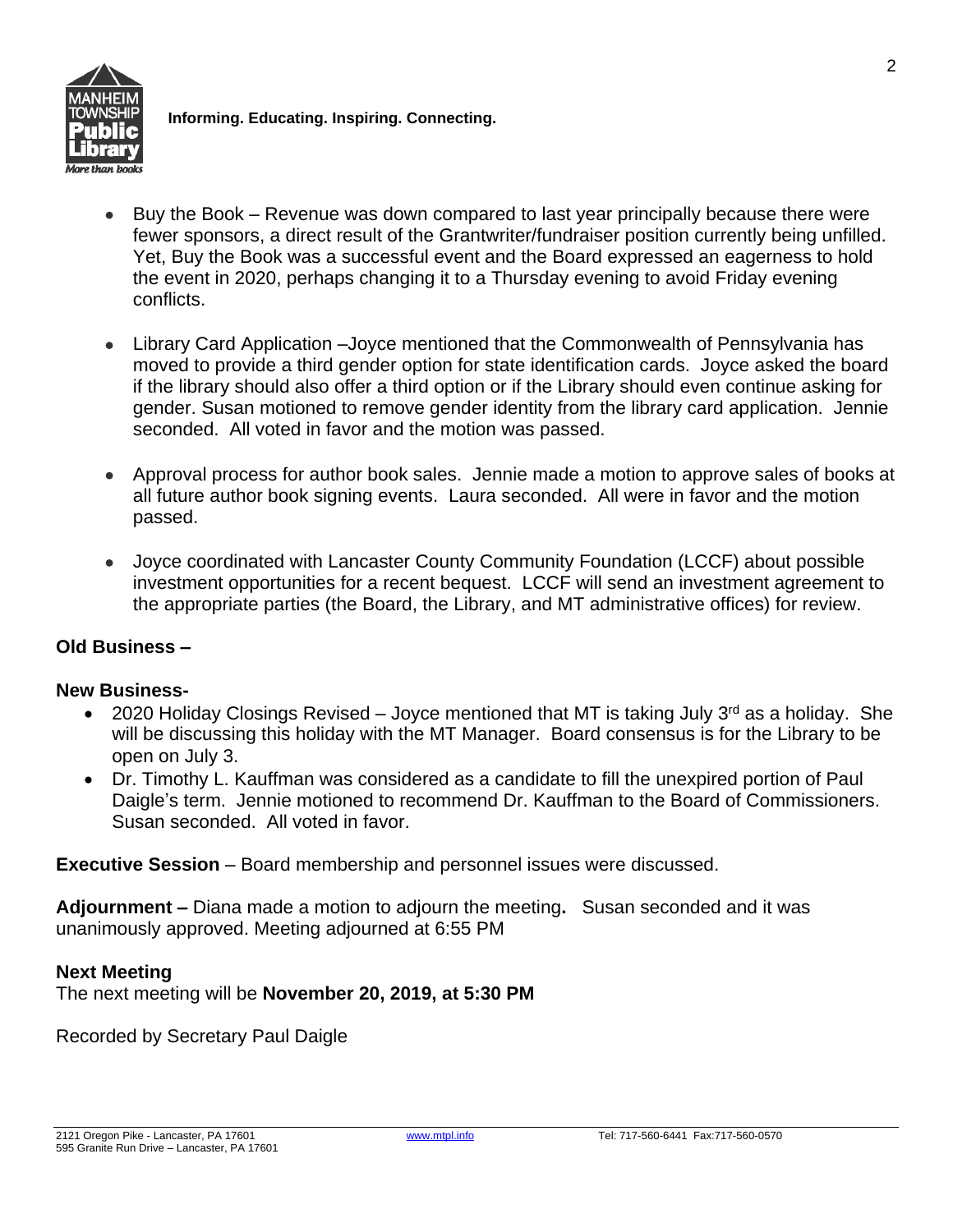- Buy the Book – Revenue was down compared to last year principally because there were fewer sponsors, a direct result of the Grantwriter/fundraiser position currently being unfilled. Yet, Buy the Book was a successful event and the Board expressed an eagerness to hold the event in 2020, perhaps changing it to a Thursday evening to avoid Friday evening conflicts.

- Library Card Application –Joyce mentioned that the Commonwealth of Pennsylvania has moved to provide a third gender option for state identification cards. Joyce asked the board if the library should also offer a third option or if the Library should even continue asking for gender. Susan motioned to remove gender identity from the library card application. Jennie seconded. All voted in favor and the motion was passed.

- Approval process for author book sales. Jennie made a motion to approve sales of books at all future author book signing events. Laura seconded. All were in favor and the motion passed.

- Joyce coordinated with Lancaster County Community Foundation (LCCF) about possible investment opportunities for a recent bequest. LCCF will send an investment agreement to the appropriate parties (the Board, the Library, and MT administrative offices) for review.

**Old Business –**

**New Business-**

- 2020 Holiday Closings Revised – Joyce mentioned that MT is taking July 3rd as a holiday. She will be discussing this holiday with the MT Manager. Board consensus is for the Library to be open on July 3.
- Dr. Timothy L. Kauffman was considered as a candidate to fill the unexpired portion of Paul Daigle's term. Jennie motioned to recommend Dr. Kauffman to the Board of Commissioners. Susan seconded. All voted in favor.

**Executive Session** – Board membership and personnel issues were discussed.

**Adjournment –** Diana made a motion to adjourn the meeting**.** Susan seconded and it was unanimously approved. Meeting adjourned at 6:55 PM

**Next Meeting**

The next meeting will be **November 20, 2019, at 5:30 PM**

Recorded by Secretary Paul Daigle